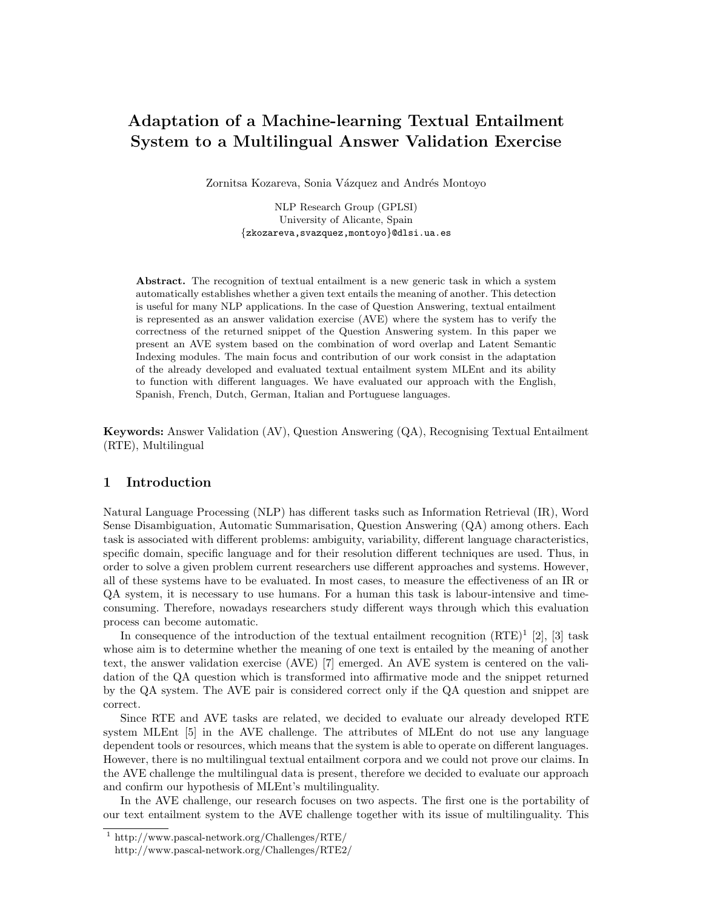# Adaptation of a Machine-learning Textual Entailment System to a Multilingual Answer Validation Exercise

Zornitsa Kozareva, Sonia Vázquez and Andrés Montoyo

NLP Research Group (GPLSI)
University of Alicante, Spain
{zkozareva,svazquez,montoyo}@dlsi.ua.es

**Abstract.** The recognition of textual entailment is a new generic task in which a system automatically establishes whether a given text entails the meaning of another. This detection is useful for many NLP applications. In the case of Question Answering, textual entailment is represented as an answer validation exercise (AVE) where the system has to verify the correctness of the returned snippet of the Question Answering system. In this paper we present an AVE system based on the combination of word overlap and Latent Semantic Indexing modules. The main focus and contribution of our work consist in the adaptation of the already developed and evaluated textual entailment system MLEnt and its ability to function with different languages. We have evaluated our approach with the English, Spanish, French, Dutch, German, Italian and Portuguese languages.

**Keywords:** Answer Validation (AV), Question Answering (QA), Recognising Textual Entailment (RTE), Multilingual

## 1 Introduction

Natural Language Processing (NLP) has different tasks such as Information Retrieval (IR), Word Sense Disambiguation, Automatic Summarisation, Question Answering (QA) among others. Each task is associated with different problems: ambiguity, variability, different language characteristics, specific domain, specific language and for their resolution different techniques are used. Thus, in order to solve a given problem current researchers use different approaches and systems. However, all of these systems have to be evaluated. In most cases, to measure the effectiveness of an IR or QA system, it is necessary to use humans. For a human this task is labour-intensive and time-consuming. Therefore, nowadays researchers study different ways through which this evaluation process can become automatic.

In consequence of the introduction of the textual entailment recognition (RTE)[1] [2], [3] task whose aim is to determine whether the meaning of one text is entailed by the meaning of another text, the answer validation exercise (AVE) [7] emerged. An AVE system is centered on the validation of the QA question which is transformed into affirmative mode and the snippet returned by the QA system. The AVE pair is considered correct only if the QA question and snippet are correct.

Since RTE and AVE tasks are related, we decided to evaluate our already developed RTE system MLEnt [5] in the AVE challenge. The attributes of MLEnt do not use any language dependent tools or resources, which means that the system is able to operate on different languages. However, there is no multilingual textual entailment corpora and we could not prove our claims. In the AVE challenge the multilingual data is present, therefore we decided to evaluate our approach and confirm our hypothesis of MLEnt's multilinguality.

In the AVE challenge, our research focuses on two aspects. The first one is the portability of our text entailment system to the AVE challenge together with its issue of multilinguality. This

[1] http://www.pascal-network.org/Challenges/RTE/
http://www.pascal-network.org/Challenges/RTE2/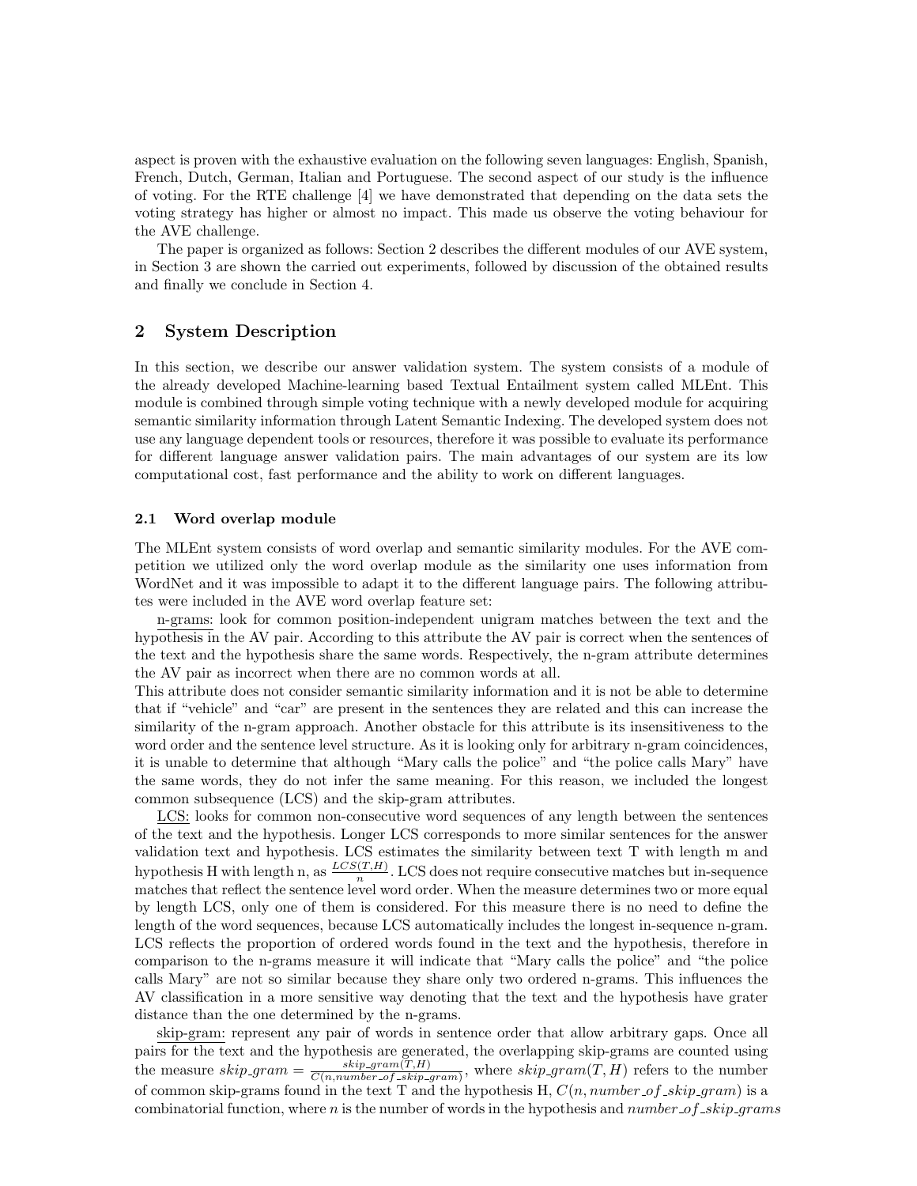aspect is proven with the exhaustive evaluation on the following seven languages: English, Spanish, French, Dutch, German, Italian and Portuguese. The second aspect of our study is the influence of voting. For the RTE challenge [4] we have demonstrated that depending on the data sets the voting strategy has higher or almost no impact. This made us observe the voting behaviour for the AVE challenge.

The paper is organized as follows: Section 2 describes the different modules of our AVE system, in Section 3 are shown the carried out experiments, followed by discussion of the obtained results and finally we conclude in Section 4.

## 2 System Description

In this section, we describe our answer validation system. The system consists of a module of the already developed Machine-learning based Textual Entailment system called MLEnt. This module is combined through simple voting technique with a newly developed module for acquiring semantic similarity information through Latent Semantic Indexing. The developed system does not use any language dependent tools or resources, therefore it was possible to evaluate its performance for different language answer validation pairs. The main advantages of our system are its low computational cost, fast performance and the ability to work on different languages.

### 2.1 Word overlap module

The MLEnt system consists of word overlap and semantic similarity modules. For the AVE competition we utilized only the word overlap module as the similarity one uses information from WordNet and it was impossible to adapt it to the different language pairs. The following attributes were included in the AVE word overlap feature set:

n-grams: look for common position-independent unigram matches between the text and the hypothesis in the AV pair. According to this attribute the AV pair is correct when the sentences of the text and the hypothesis share the same words. Respectively, the n-gram attribute determines the AV pair as incorrect when there are no common words at all.

This attribute does not consider semantic similarity information and it is not be able to determine that if "vehicle" and "car" are present in the sentences they are related and this can increase the similarity of the n-gram approach. Another obstacle for this attribute is its insensitiveness to the word order and the sentence level structure. As it is looking only for arbitrary n-gram coincidences, it is unable to determine that although "Mary calls the police" and "the police calls Mary" have the same words, they do not infer the same meaning. For this reason, we included the longest common subsequence (LCS) and the skip-gram attributes.

LCS: looks for common non-consecutive word sequences of any length between the sentences of the text and the hypothesis. Longer LCS corresponds to more similar sentences for the answer validation text and hypothesis. LCS estimates the similarity between text T with length m and hypothesis H with length n, as $\frac{LCS(T,H)}{n}$. LCS does not require consecutive matches but in-sequence matches that reflect the sentence level word order. When the measure determines two or more equal by length LCS, only one of them is considered. For this measure there is no need to define the length of the word sequences, because LCS automatically includes the longest in-sequence n-gram. LCS reflects the proportion of ordered words found in the text and the hypothesis, therefore in comparison to the n-grams measure it will indicate that "Mary calls the police" and "the police calls Mary" are not so similar because they share only two ordered n-grams. This influences the AV classification in a more sensitive way denoting that the text and the hypothesis have grater distance than the one determined by the n-grams.

skip-gram: represent any pair of words in sentence order that allow arbitrary gaps. Once all pairs for the text and the hypothesis are generated, the overlapping skip-grams are counted using the measure $skip\_gram = \frac{skip\_gram(T,H)}{C(n,number\_of\_skip\_gram)}$, where $skip\_gram(T,H)$ refers to the number of common skip-grams found in the text T and the hypothesis H, $C(n, number\_of\_skip\_gram)$ is a combinatorial function, where $n$ is the number of words in the hypothesis and $number\_of\_skip\_grams$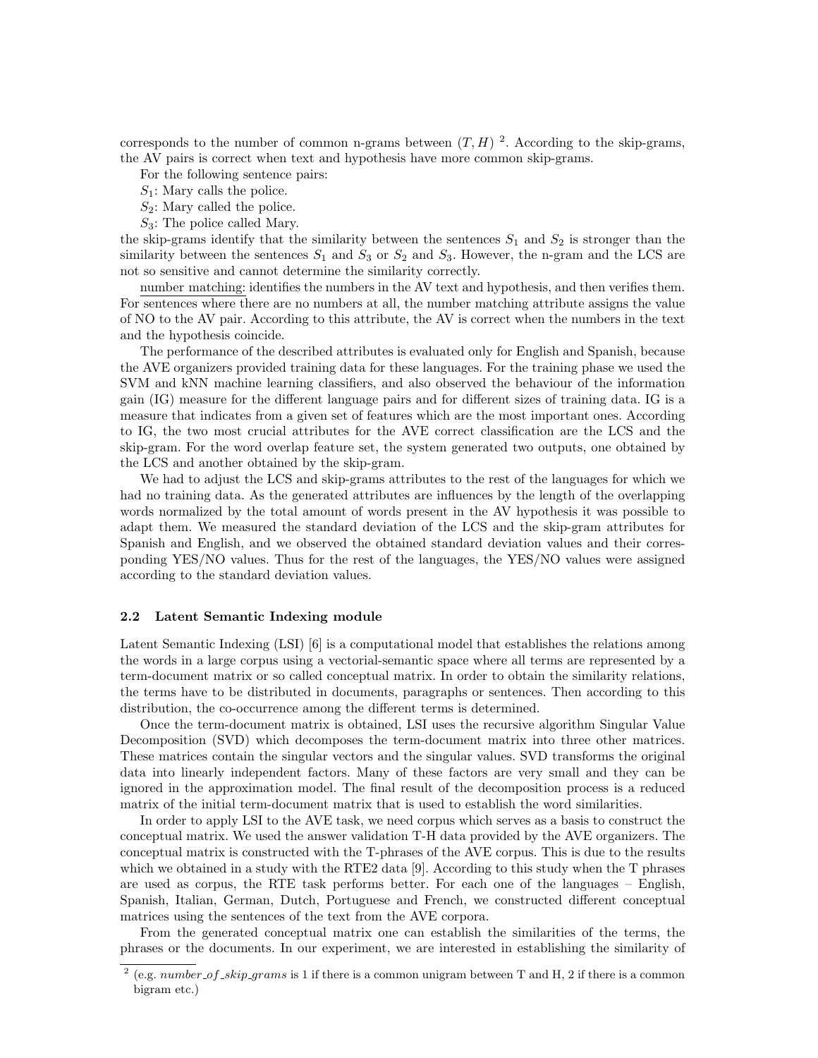corresponds to the number of common n-grams between $(T, H)$ [2]. According to the skip-grams, the AV pairs is correct when text and hypothesis have more common skip-grams.

For the following sentence pairs:

$S_1$: Mary calls the police.

$S_2$: Mary called the police.

$S_3$: The police called Mary.

the skip-grams identify that the similarity between the sentences $S_1$ and $S_2$ is stronger than the similarity between the sentences $S_1$ and $S_3$ or $S_2$ and $S_3$. However, the n-gram and the LCS are not so sensitive and cannot determine the similarity correctly.

<u>number matching:</u> identifies the numbers in the AV text and hypothesis, and then verifies them. For sentences where there are no numbers at all, the number matching attribute assigns the value of NO to the AV pair. According to this attribute, the AV is correct when the numbers in the text and the hypothesis coincide.

The performance of the described attributes is evaluated only for English and Spanish, because the AVE organizers provided training data for these languages. For the training phase we used the SVM and kNN machine learning classifiers, and also observed the behaviour of the information gain (IG) measure for the different language pairs and for different sizes of training data. IG is a measure that indicates from a given set of features which are the most important ones. According to IG, the two most crucial attributes for the AVE correct classification are the LCS and the skip-gram. For the word overlap feature set, the system generated two outputs, one obtained by the LCS and another obtained by the skip-gram.

We had to adjust the LCS and skip-grams attributes to the rest of the languages for which we had no training data. As the generated attributes are influences by the length of the overlapping words normalized by the total amount of words present in the AV hypothesis it was possible to adapt them. We measured the standard deviation of the LCS and the skip-gram attributes for Spanish and English, and we observed the obtained standard deviation values and their corresponding YES/NO values. Thus for the rest of the languages, the YES/NO values were assigned according to the standard deviation values.

### 2.2 Latent Semantic Indexing module

Latent Semantic Indexing (LSI) [6] is a computational model that establishes the relations among the words in a large corpus using a vectorial-semantic space where all terms are represented by a term-document matrix or so called conceptual matrix. In order to obtain the similarity relations, the terms have to be distributed in documents, paragraphs or sentences. Then according to this distribution, the co-occurrence among the different terms is determined.

Once the term-document matrix is obtained, LSI uses the recursive algorithm Singular Value Decomposition (SVD) which decomposes the term-document matrix into three other matrices. These matrices contain the singular vectors and the singular values. SVD transforms the original data into linearly independent factors. Many of these factors are very small and they can be ignored in the approximation model. The final result of the decomposition process is a reduced matrix of the initial term-document matrix that is used to establish the word similarities.

In order to apply LSI to the AVE task, we need corpus which serves as a basis to construct the conceptual matrix. We used the answer validation T-H data provided by the AVE organizers. The conceptual matrix is constructed with the T-phrases of the AVE corpus. This is due to the results which we obtained in a study with the RTE2 data [9]. According to this study when the T phrases are used as corpus, the RTE task performs better. For each one of the languages – English, Spanish, Italian, German, Dutch, Portuguese and French, we constructed different conceptual matrices using the sentences of the text from the AVE corpora.

From the generated conceptual matrix one can establish the similarities of the terms, the phrases or the documents. In our experiment, we are interested in establishing the similarity of

---

[2] (e.g. *number_of_skip_grams* is 1 if there is a common unigram between T and H, 2 if there is a common bigram etc.)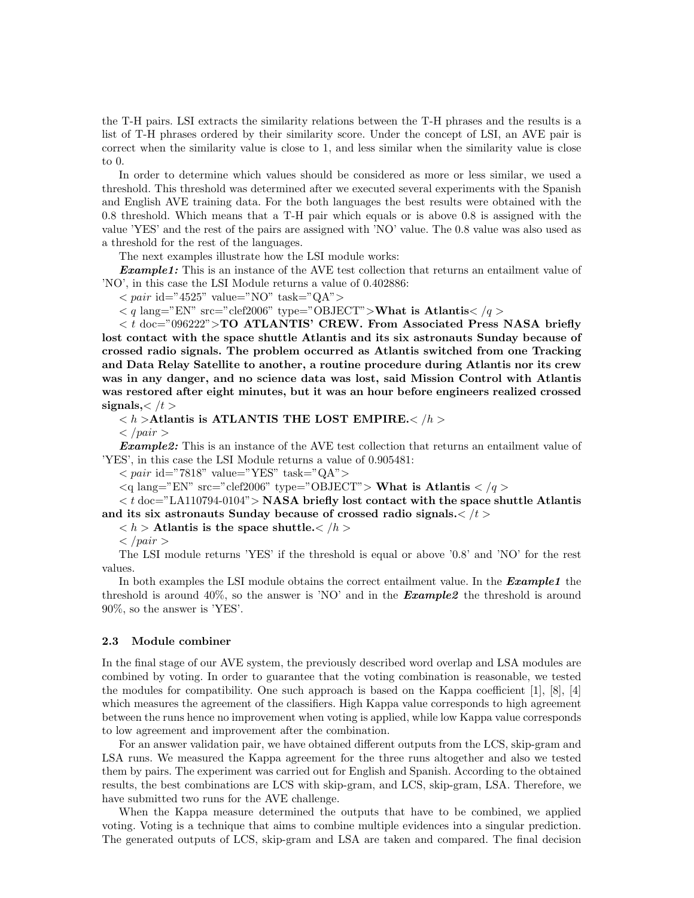the T-H pairs. LSI extracts the similarity relations between the T-H phrases and the results is a list of T-H phrases ordered by their similarity score. Under the concept of LSI, an AVE pair is correct when the similarity value is close to 1, and less similar when the similarity value is close to 0.

In order to determine which values should be considered as more or less similar, we used a threshold. This threshold was determined after we executed several experiments with the Spanish and English AVE training data. For the both languages the best results were obtained with the 0.8 threshold. Which means that a T-H pair which equals or is above 0.8 is assigned with the value 'YES' and the rest of the pairs are assigned with 'NO' value. The 0.8 value was also used as a threshold for the rest of the languages.

The next examples illustrate how the LSI module works:

***Example1:*** This is an instance of the AVE test collection that returns an entailment value of 'NO', in this case the LSI Module returns a value of 0.402886:

< *pair* id="4525" value="NO" task="QA">

< *q* lang="EN" src="clef2006" type="OBJECT">**What is Atlantis**< /*q* >

< *t* doc="096222">**TO ATLANTIS' CREW. From Associated Press NASA briefly lost contact with the space shuttle Atlantis and its six astronauts Sunday because of crossed radio signals. The problem occurred as Atlantis switched from one Tracking and Data Relay Satellite to another, a routine procedure during Atlantis nor its crew was in any danger, and no science data was lost, said Mission Control with Atlantis was restored after eight minutes, but it was an hour before engineers realized crossed signals,**< /*t* >

< *h* >**Atlantis is ATLANTIS THE LOST EMPIRE.**< /*h* >

< /*pair* >

***Example2:*** This is an instance of the AVE test collection that returns an entailment value of 'YES', in this case the LSI Module returns a value of 0.905481:

< *pair* id="7818" value="YES" task="QA">

<q lang="EN" src="clef2006" type="OBJECT"> **What is Atlantis** < /*q* >

< *t* doc="LA110794-0104"> **NASA briefly lost contact with the space shuttle Atlantis and its six astronauts Sunday because of crossed radio signals.**< /*t* >

< *h* > **Atlantis is the space shuttle.**< /*h* >

< /*pair* >

The LSI module returns 'YES' if the threshold is equal or above '0.8' and 'NO' for the rest values.

In both examples the LSI module obtains the correct entailment value. In the ***Example1*** the threshold is around 40%, so the answer is 'NO' and in the ***Example2*** the threshold is around 90%, so the answer is 'YES'.

### 2.3 Module combiner

In the final stage of our AVE system, the previously described word overlap and LSA modules are combined by voting. In order to guarantee that the voting combination is reasonable, we tested the modules for compatibility. One such approach is based on the Kappa coefficient [1], [8], [4] which measures the agreement of the classifiers. High Kappa value corresponds to high agreement between the runs hence no improvement when voting is applied, while low Kappa value corresponds to low agreement and improvement after the combination.

For an answer validation pair, we have obtained different outputs from the LCS, skip-gram and LSA runs. We measured the Kappa agreement for the three runs altogether and also we tested them by pairs. The experiment was carried out for English and Spanish. According to the obtained results, the best combinations are LCS with skip-gram, and LCS, skip-gram, LSA. Therefore, we have submitted two runs for the AVE challenge.

When the Kappa measure determined the outputs that have to be combined, we applied voting. Voting is a technique that aims to combine multiple evidences into a singular prediction. The generated outputs of LCS, skip-gram and LSA are taken and compared. The final decision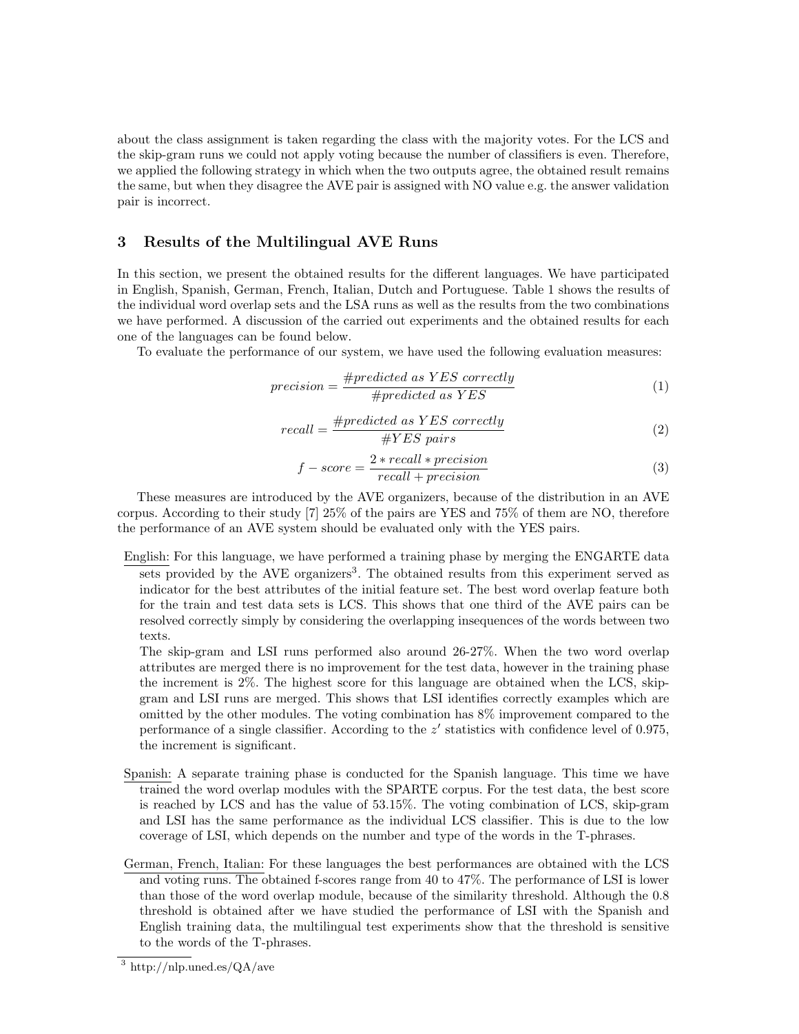about the class assignment is taken regarding the class with the majority votes. For the LCS and the skip-gram runs we could not apply voting because the number of classifiers is even. Therefore, we applied the following strategy in which when the two outputs agree, the obtained result remains the same, but when they disagree the AVE pair is assigned with NO value e.g. the answer validation pair is incorrect.

## 3 Results of the Multilingual AVE Runs

In this section, we present the obtained results for the different languages. We have participated in English, Spanish, German, French, Italian, Dutch and Portuguese. Table 1 shows the results of the individual word overlap sets and the LSA runs as well as the results from the two combinations we have performed. A discussion of the carried out experiments and the obtained results for each one of the languages can be found below.

To evaluate the performance of our system, we have used the following evaluation measures:

$$precision = \frac{\#predicted\ as\ YES\ correctly}{\#predicted\ as\ YES} \tag{1}$$

$$recall = \frac{\#predicted\ as\ YES\ correctly}{\#YES\ pairs} \tag{2}$$

$$f-score = \frac{2 * recall * precision}{recall + precision} \tag{3}$$

These measures are introduced by the AVE organizers, because of the distribution in an AVE corpus. According to their study [7] 25% of the pairs are YES and 75% of them are NO, therefore the performance of an AVE system should be evaluated only with the YES pairs.

English: For this language, we have performed a training phase by merging the ENGARTE data sets provided by the AVE organizers[3]. The obtained results from this experiment served as indicator for the best attributes of the initial feature set. The best word overlap feature both for the train and test data sets is LCS. This shows that one third of the AVE pairs can be resolved correctly simply by considering the overlapping insequences of the words between two texts.
The skip-gram and LSI runs performed also around 26-27%. When the two word overlap attributes are merged there is no improvement for the test data, however in the training phase the increment is 2%. The highest score for this language are obtained when the LCS, skip-gram and LSI runs are merged. This shows that LSI identifies correctly examples which are omitted by the other modules. The voting combination has 8% improvement compared to the performance of a single classifier. According to the $z'$ statistics with confidence level of 0.975, the increment is significant.

Spanish: A separate training phase is conducted for the Spanish language. This time we have trained the word overlap modules with the SPARTE corpus. For the test data, the best score is reached by LCS and has the value of 53.15%. The voting combination of LCS, skip-gram and LSI has the same performance as the individual LCS classifier. This is due to the low coverage of LSI, which depends on the number and type of the words in the T-phrases.

German, French, Italian: For these languages the best performances are obtained with the LCS and voting runs. The obtained f-scores range from 40 to 47%. The performance of LSI is lower than those of the word overlap module, because of the similarity threshold. Although the 0.8 threshold is obtained after we have studied the performance of LSI with the Spanish and English training data, the multilingual test experiments show that the threshold is sensitive to the words of the T-phrases.

[3] http://nlp.uned.es/QA/ave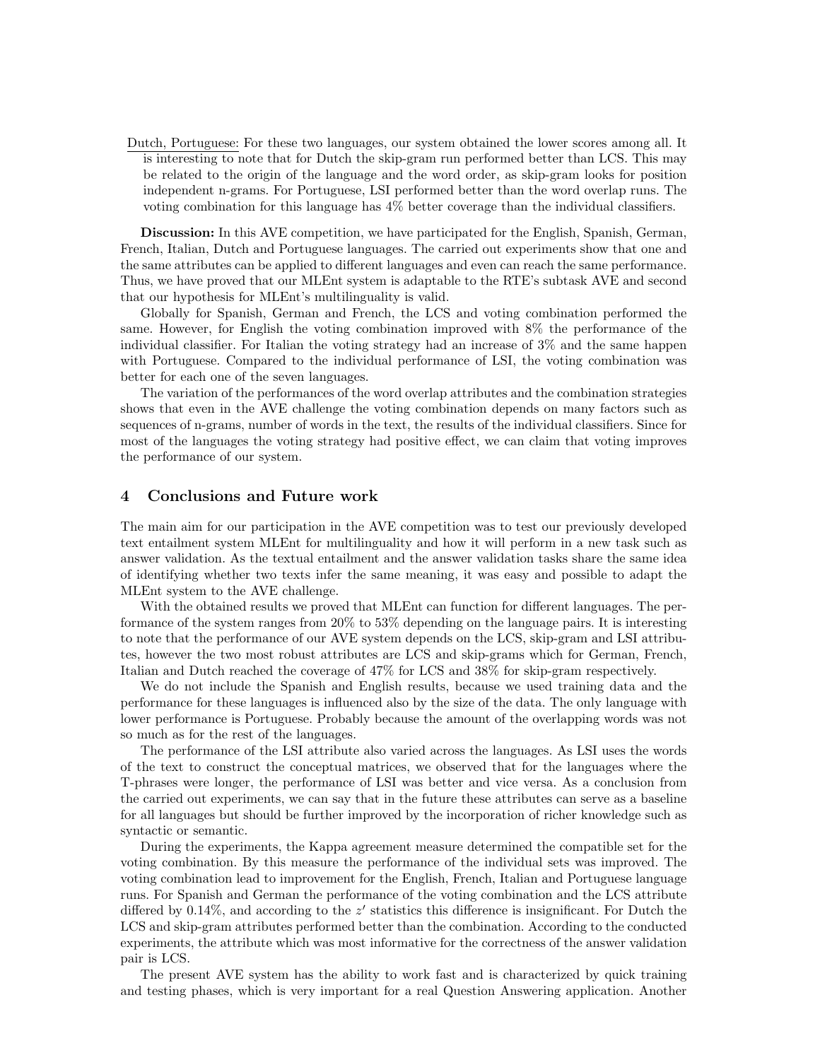Dutch, Portuguese: For these two languages, our system obtained the lower scores among all. It is interesting to note that for Dutch the skip-gram run performed better than LCS. This may be related to the origin of the language and the word order, as skip-gram looks for position independent n-grams. For Portuguese, LSI performed better than the word overlap runs. The voting combination for this language has 4% better coverage than the individual classifiers.

**Discussion:** In this AVE competition, we have participated for the English, Spanish, German, French, Italian, Dutch and Portuguese languages. The carried out experiments show that one and the same attributes can be applied to different languages and even can reach the same performance. Thus, we have proved that our MLEnt system is adaptable to the RTE's subtask AVE and second that our hypothesis for MLEnt's multilinguality is valid.

Globally for Spanish, German and French, the LCS and voting combination performed the same. However, for English the voting combination improved with 8% the performance of the individual classifier. For Italian the voting strategy had an increase of 3% and the same happen with Portuguese. Compared to the individual performance of LSI, the voting combination was better for each one of the seven languages.

The variation of the performances of the word overlap attributes and the combination strategies shows that even in the AVE challenge the voting combination depends on many factors such as sequences of n-grams, number of words in the text, the results of the individual classifiers. Since for most of the languages the voting strategy had positive effect, we can claim that voting improves the performance of our system.

## 4 Conclusions and Future work

The main aim for our participation in the AVE competition was to test our previously developed text entailment system MLEnt for multilinguality and how it will perform in a new task such as answer validation. As the textual entailment and the answer validation tasks share the same idea of identifying whether two texts infer the same meaning, it was easy and possible to adapt the MLEnt system to the AVE challenge.

With the obtained results we proved that MLEnt can function for different languages. The performance of the system ranges from 20% to 53% depending on the language pairs. It is interesting to note that the performance of our AVE system depends on the LCS, skip-gram and LSI attributes, however the two most robust attributes are LCS and skip-grams which for German, French, Italian and Dutch reached the coverage of 47% for LCS and 38% for skip-gram respectively.

We do not include the Spanish and English results, because we used training data and the performance for these languages is influenced also by the size of the data. The only language with lower performance is Portuguese. Probably because the amount of the overlapping words was not so much as for the rest of the languages.

The performance of the LSI attribute also varied across the languages. As LSI uses the words of the text to construct the conceptual matrices, we observed that for the languages where the T-phrases were longer, the performance of LSI was better and vice versa. As a conclusion from the carried out experiments, we can say that in the future these attributes can serve as a baseline for all languages but should be further improved by the incorporation of richer knowledge such as syntactic or semantic.

During the experiments, the Kappa agreement measure determined the compatible set for the voting combination. By this measure the performance of the individual sets was improved. The voting combination lead to improvement for the English, French, Italian and Portuguese language runs. For Spanish and German the performance of the voting combination and the LCS attribute differed by 0.14%, and according to the $z'$ statistics this difference is insignificant. For Dutch the LCS and skip-gram attributes performed better than the combination. According to the conducted experiments, the attribute which was most informative for the correctness of the answer validation pair is LCS.

The present AVE system has the ability to work fast and is characterized by quick training and testing phases, which is very important for a real Question Answering application. Another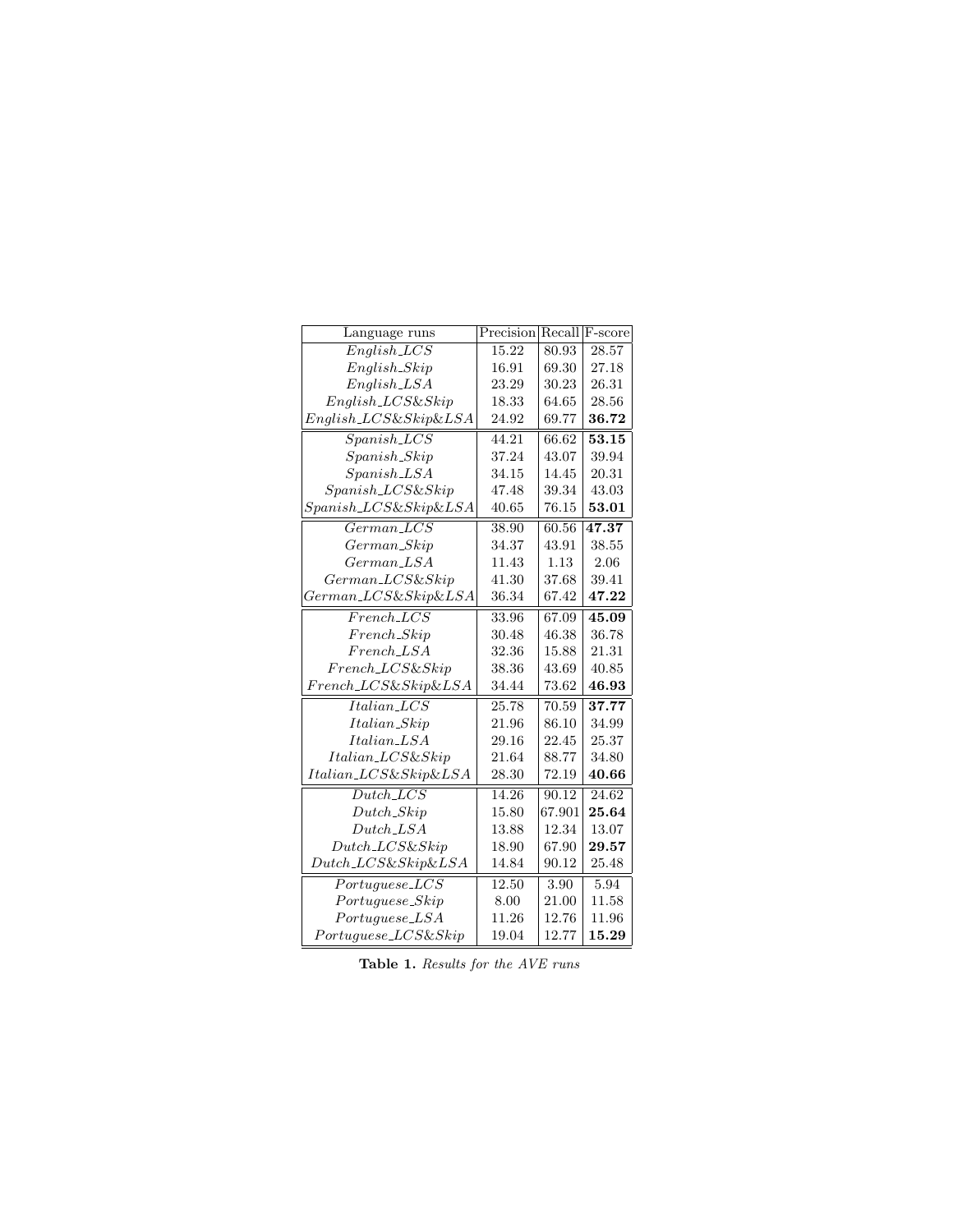| Language runs | Precision | Recall | F-score |
|---|---|---|---|
| *English_LCS* | 15.22 | 80.93 | 28.57 |
| *English_Skip* | 16.91 | 69.30 | 27.18 |
| *English_LSA* | 23.29 | 30.23 | 26.31 |
| *English_LCS&Skip* | 18.33 | 64.65 | 28.56 |
| *English_LCS&Skip&LSA* | 24.92 | 69.77 | **36.72** |
| *Spanish_LCS* | 44.21 | 66.62 | **53.15** |
| *Spanish_Skip* | 37.24 | 43.07 | 39.94 |
| *Spanish_LSA* | 34.15 | 14.45 | 20.31 |
| *Spanish_LCS&Skip* | 47.48 | 39.34 | 43.03 |
| *Spanish_LCS&Skip&LSA* | 40.65 | 76.15 | **53.01** |
| *German_LCS* | 38.90 | 60.56 | **47.37** |
| *German_Skip* | 34.37 | 43.91 | 38.55 |
| *German_LSA* | 11.43 | 1.13 | 2.06 |
| *German_LCS&Skip* | 41.30 | 37.68 | 39.41 |
| *German_LCS&Skip&LSA* | 36.34 | 67.42 | **47.22** |
| *French_LCS* | 33.96 | 67.09 | **45.09** |
| *French_Skip* | 30.48 | 46.38 | 36.78 |
| *French_LSA* | 32.36 | 15.88 | 21.31 |
| *French_LCS&Skip* | 38.36 | 43.69 | 40.85 |
| *French_LCS&Skip&LSA* | 34.44 | 73.62 | **46.93** |
| *Italian_LCS* | 25.78 | 70.59 | **37.77** |
| *Italian_Skip* | 21.96 | 86.10 | 34.99 |
| *Italian_LSA* | 29.16 | 22.45 | 25.37 |
| *Italian_LCS&Skip* | 21.64 | 88.77 | 34.80 |
| *Italian_LCS&Skip&LSA* | 28.30 | 72.19 | **40.66** |
| *Dutch_LCS* | 14.26 | 90.12 | 24.62 |
| *Dutch_Skip* | 15.80 | 67.901 | **25.64** |
| *Dutch_LSA* | 13.88 | 12.34 | 13.07 |
| *Dutch_LCS&Skip* | 18.90 | 67.90 | **29.57** |
| *Dutch_LCS&Skip&LSA* | 14.84 | 90.12 | 25.48 |
| *Portuguese_LCS* | 12.50 | 3.90 | 5.94 |
| *Portuguese_Skip* | 8.00 | 21.00 | 11.58 |
| *Portuguese_LSA* | 11.26 | 12.76 | 11.96 |
| *Portuguese_LCS&Skip* | 19.04 | 12.77 | **15.29** |

**Table 1.** *Results for the AVE runs*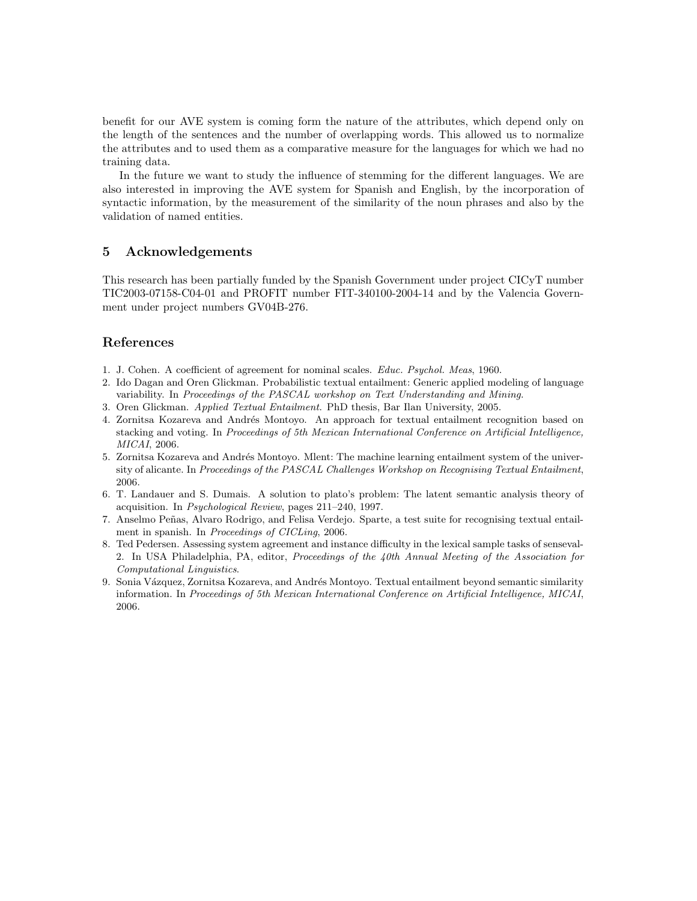benefit for our AVE system is coming form the nature of the attributes, which depend only on the length of the sentences and the number of overlapping words. This allowed us to normalize the attributes and to used them as a comparative measure for the languages for which we had no training data.

In the future we want to study the influence of stemming for the different languages. We are also interested in improving the AVE system for Spanish and English, by the incorporation of syntactic information, by the measurement of the similarity of the noun phrases and also by the validation of named entities.

## 5 Acknowledgements

This research has been partially funded by the Spanish Government under project CICyT number TIC2003-07158-C04-01 and PROFIT number FIT-340100-2004-14 and by the Valencia Government under project numbers GV04B-276.

## References

1. J. Cohen. A coefficient of agreement for nominal scales. *Educ. Psychol. Meas*, 1960.
2. Ido Dagan and Oren Glickman. Probabilistic textual entailment: Generic applied modeling of language variability. In *Proceedings of the PASCAL workshop on Text Understanding and Mining*.
3. Oren Glickman. *Applied Textual Entailment*. PhD thesis, Bar Ilan University, 2005.
4. Zornitsa Kozareva and Andrés Montoyo. An approach for textual entailment recognition based on stacking and voting. In *Proceedings of 5th Mexican International Conference on Artificial Intelligence, MICAI*, 2006.
5. Zornitsa Kozareva and Andrés Montoyo. Mlent: The machine learning entailment system of the university of alicante. In *Proceedings of the PASCAL Challenges Workshop on Recognising Textual Entailment*, 2006.
6. T. Landauer and S. Dumais. A solution to plato's problem: The latent semantic analysis theory of acquisition. In *Psychological Review*, pages 211–240, 1997.
7. Anselmo Peñas, Alvaro Rodrigo, and Felisa Verdejo. Sparte, a test suite for recognising textual entailment in spanish. In *Proceedings of CICLing*, 2006.
8. Ted Pedersen. Assessing system agreement and instance difficulty in the lexical sample tasks of senseval-2. In USA Philadelphia, PA, editor, *Proceedings of the 40th Annual Meeting of the Association for Computational Linguistics*.
9. Sonia Vázquez, Zornitsa Kozareva, and Andrés Montoyo. Textual entailment beyond semantic similarity information. In *Proceedings of 5th Mexican International Conference on Artificial Intelligence, MICAI*, 2006.